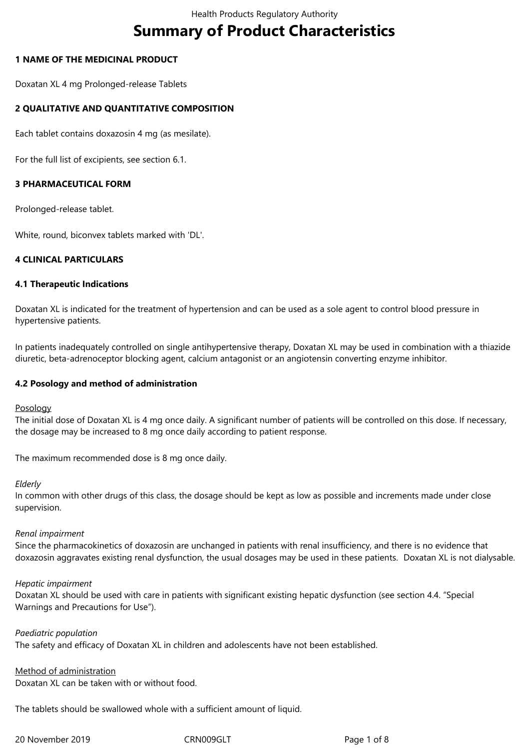# Summary of Product Characteristics

## 1 NAME OF THE MEDICINAL PRODUCT

Doxatan XL 4 mg Prolonged-release Tablets

## 2 QUALITATIVE AND QUANTITATIVE COMPOSITION

Each tablet contains doxazosin 4 mg (as mesilate).

For the full list of excipients, see section 6.1.

## 3 PHARMACEUTICAL FORM

Prolonged-release tablet.

White, round, biconvex tablets marked with 'DL'.

## 4 CLINICAL PARTICULARS

### 4.1 Therapeutic Indications

Doxatan XL is indicated for the treatment of hypertension and can be used as a sole agent to control blood pressure in hypertensive patients.

In patients inadequately controlled on single antihypertensive therapy, Doxatan XL may be used in combination with a thiazide diuretic, beta-adrenoceptor blocking agent, calcium antagonist or an angiotensin converting enzyme inhibitor.

### 4.2 Posology and method of administration

Posology

The initial dose of Doxatan XL is 4 mg once daily. A significant number of patients will be controlled on this dose. If necessary, the dosage may be increased to 8 mg once daily according to patient response.

The maximum recommended dose is 8 mg once daily.

*Elderly*

In common with other drugs of this class, the dosage should be kept as low as possible and increments made under close supervision.

*Renal impairment*

Since the pharmacokinetics of doxazosin are unchanged in patients with renal insufficiency, and there is no evidence that doxazosin aggravates existing renal dysfunction, the usual dosages may be used in these patients. Doxatan XL is not dialysable.

*Hepatic impairment*

Doxatan XL should be used with care in patients with significant existing hepatic dysfunction (see section 4.4. "Special Warnings and Precautions for Use").

*Paediatric population*

The safety and efficacy of Doxatan XL in children and adolescents have not been established.

Method of administration

Doxatan XL can be taken with or without food.

The tablets should be swallowed whole with a sufficient amount of liquid.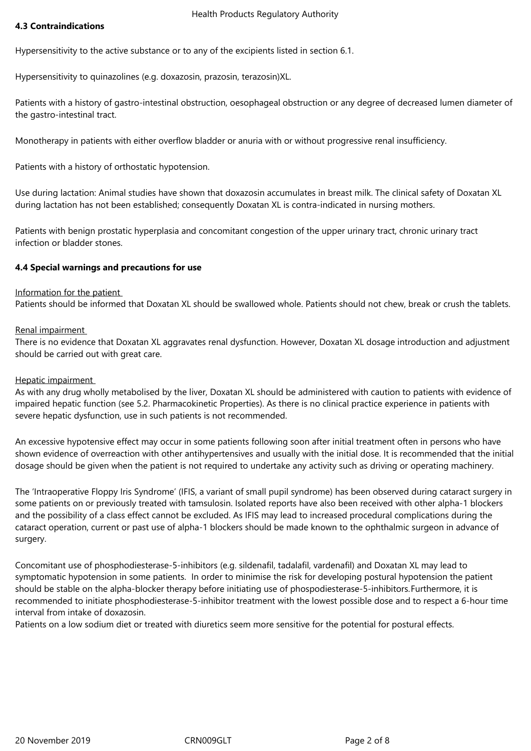### 4.3 Contraindications

Hypersensitivity to the active substance or to any of the excipients listed in section 6.1.

Hypersensitivity to quinazolines (e.g. doxazosin, prazosin, terazosin)XL.

Patients with a history of gastro-intestinal obstruction, oesophageal obstruction or any degree of decreased lumen diameter of the gastro-intestinal tract.

Monotherapy in patients with either overflow bladder or anuria with or without progressive renal insufficiency.

Patients with a history of orthostatic hypotension.

Use during lactation: Animal studies have shown that doxazosin accumulates in breast milk. The clinical safety of Doxatan XL during lactation has not been established; consequently Doxatan XL is contra-indicated in nursing mothers.

Patients with benign prostatic hyperplasia and concomitant congestion of the upper urinary tract, chronic urinary tract infection or bladder stones.

### 4.4 Special warnings and precautions for use

Information for the patient

Patients should be informed that Doxatan XL should be swallowed whole. Patients should not chew, break or crush the tablets.

Renal impairment

There is no evidence that Doxatan XL aggravates renal dysfunction. However, Doxatan XL dosage introduction and adjustment should be carried out with great care.

Hepatic impairment

As with any drug wholly metabolised by the liver, Doxatan XL should be administered with caution to patients with evidence of impaired hepatic function (see 5.2. Pharmacokinetic Properties). As there is no clinical practice experience in patients with severe hepatic dysfunction, use in such patients is not recommended.

An excessive hypotensive effect may occur in some patients following soon after initial treatment often in persons who have shown evidence of overreaction with other antihypertensives and usually with the initial dose. It is recommended that the initial dosage should be given when the patient is not required to undertake any activity such as driving or operating machinery.

The 'Intraoperative Floppy Iris Syndrome' (IFIS, a variant of small pupil syndrome) has been observed during cataract surgery in some patients on or previously treated with tamsulosin. Isolated reports have also been received with other alpha-1 blockers and the possibility of a class effect cannot be excluded. As IFIS may lead to increased procedural complications during the cataract operation, current or past use of alpha-1 blockers should be made known to the ophthalmic surgeon in advance of surgery.

Concomitant use of phosphodiesterase-5-inhibitors (e.g. sildenafil, tadalafil, vardenafil) and Doxatan XL may lead to symptomatic hypotension in some patients. In order to minimise the risk for developing postural hypotension the patient should be stable on the alpha-blocker therapy before initiating use of phospodiesterase-5-inhibitors. Furthermore, it is recommended to initiate phosphodiesterase-5-inhibitor treatment with the lowest possible dose and to respect a 6-hour time interval from intake of doxazosin.

Patients on a low sodium diet or treated with diuretics seem more sensitive for the potential for postural effects.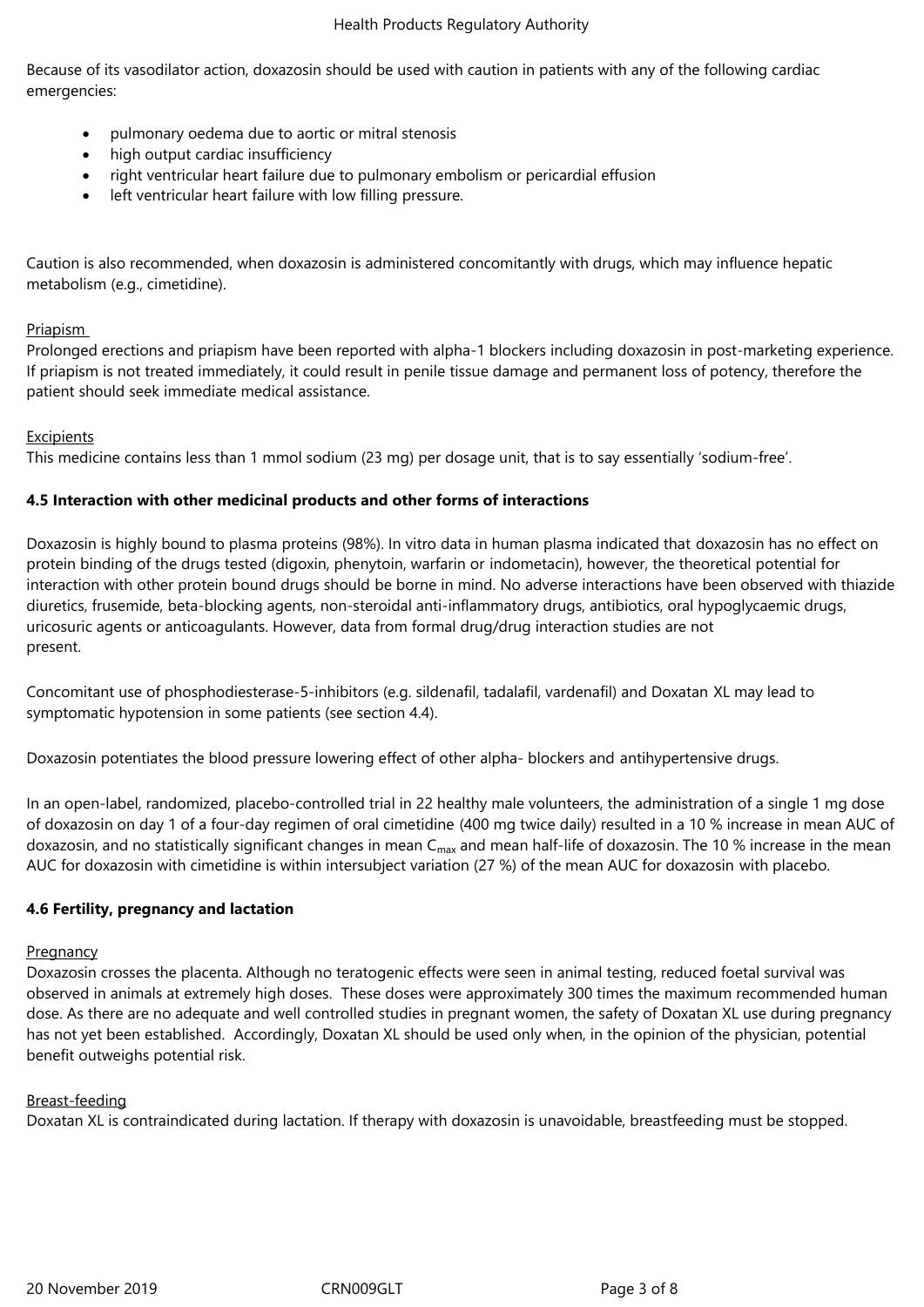Because of its vasodilator action, doxazosin should be used with caution in patients with any of the following cardiac emergencies:

- pulmonary oedema due to aortic or mitral stenosis
- high output cardiac insufficiency
- right ventricular heart failure due to pulmonary embolism or pericardial effusion
- left ventricular heart failure with low filling pressure.

Caution is also recommended, when doxazosin is administered concomitantly with drugs, which may influence hepatic metabolism (e.g., cimetidine).

Priapism

Prolonged erections and priapism have been reported with alpha-1 blockers including doxazosin in post-marketing experience. If priapism is not treated immediately, it could result in penile tissue damage and permanent loss of potency, therefore the patient should seek immediate medical assistance.

Excipients

This medicine contains less than 1 mmol sodium (23 mg) per dosage unit, that is to say essentially 'sodium-free'.

**4.5 Interaction with other medicinal products and other forms of interactions**

Doxazosin is highly bound to plasma proteins (98%). In vitro data in human plasma indicated that doxazosin has no effect on protein binding of the drugs tested (digoxin, phenytoin, warfarin or indometacin), however, the theoretical potential for interaction with other protein bound drugs should be borne in mind. No adverse interactions have been observed with thiazide diuretics, frusemide, beta-blocking agents, non-steroidal anti-inflammatory drugs, antibiotics, oral hypoglycaemic drugs, uricosuric agents or anticoagulants. However, data from formal drug/drug interaction studies are not present.

Concomitant use of phosphodiesterase-5-inhibitors (e.g. sildenafil, tadalafil, vardenafil) and Doxatan XL may lead to symptomatic hypotension in some patients (see section 4.4).

Doxazosin potentiates the blood pressure lowering effect of other alpha- blockers and antihypertensive drugs.

In an open-label, randomized, placebo-controlled trial in 22 healthy male volunteers, the administration of a single 1 mg dose of doxazosin on day 1 of a four-day regimen of oral cimetidine (400 mg twice daily) resulted in a 10 % increase in mean AUC of doxazosin, and no statistically significant changes in mean $C_{max}$ and mean half-life of doxazosin. The 10 % increase in the mean AUC for doxazosin with cimetidine is within intersubject variation (27 %) of the mean AUC for doxazosin with placebo.

**4.6 Fertility, pregnancy and lactation**

Pregnancy

Doxazosin crosses the placenta. Although no teratogenic effects were seen in animal testing, reduced foetal survival was observed in animals at extremely high doses. These doses were approximately 300 times the maximum recommended human dose. As there are no adequate and well controlled studies in pregnant women, the safety of Doxatan XL use during pregnancy has not yet been established. Accordingly, Doxatan XL should be used only when, in the opinion of the physician, potential benefit outweighs potential risk.

Breast-feeding

Doxatan XL is contraindicated during lactation. If therapy with doxazosin is unavoidable, breastfeeding must be stopped.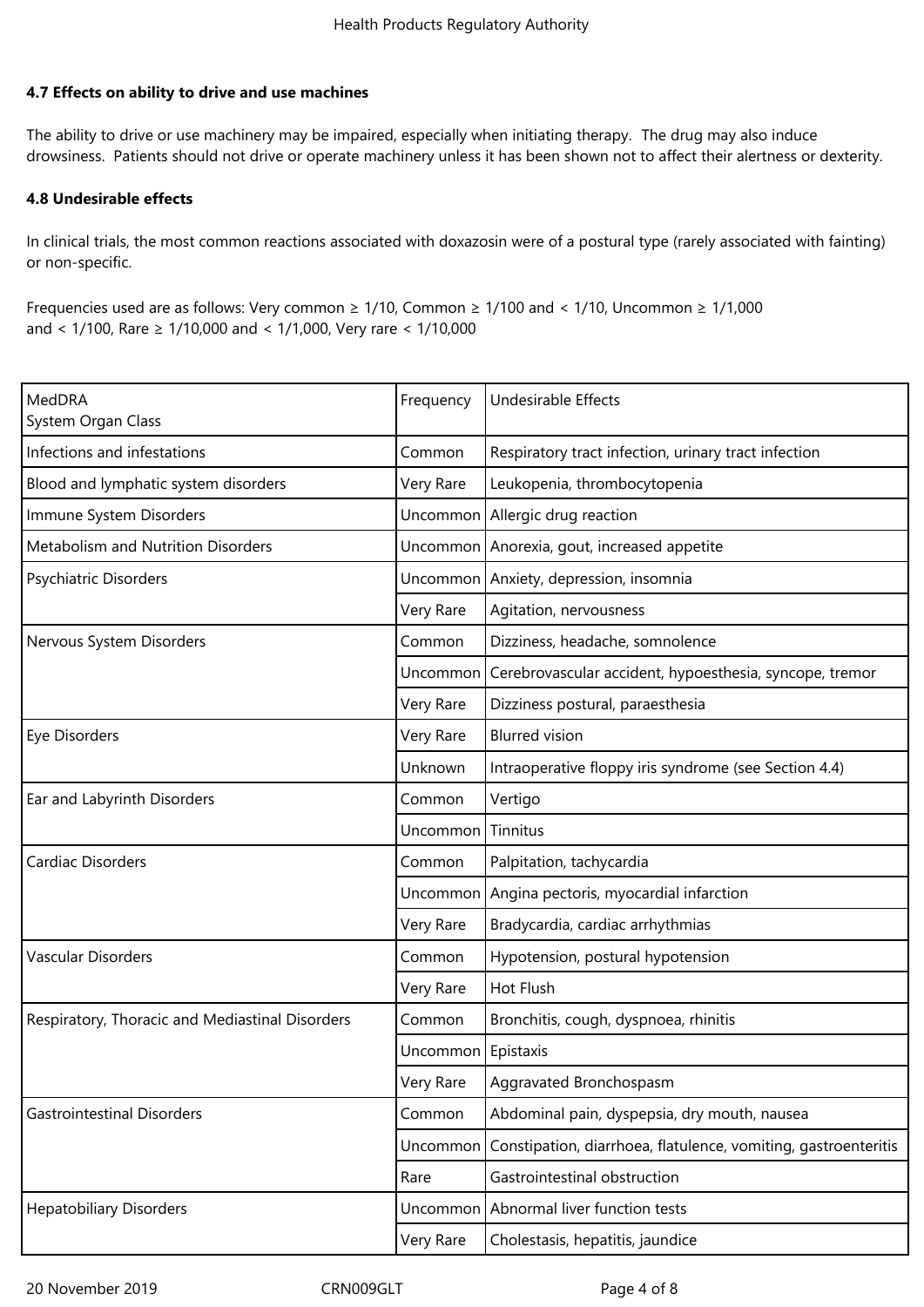#### 4.7 Effects on ability to drive and use machines

The ability to drive or use machinery may be impaired, especially when initiating therapy. The drug may also induce drowsiness. Patients should not drive or operate machinery unless it has been shown not to affect their alertness or dexterity.

#### 4.8 Undesirable effects

In clinical trials, the most common reactions associated with doxazosin were of a postural type (rarely associated with fainting) or non-specific.

Frequencies used are as follows: Very common ≥ 1/10, Common ≥ 1/100 and < 1/10, Uncommon ≥ 1/1,000 and < 1/100, Rare ≥ 1/10,000 and < 1/1,000, Very rare < 1/10,000

| MedDRA System Organ Class | Frequency | Undesirable Effects |
|---|---|---|
| Infections and infestations | Common | Respiratory tract infection, urinary tract infection |
| Blood and lymphatic system disorders | Very Rare | Leukopenia, thrombocytopenia |
| Immune System Disorders | Uncommon | Allergic drug reaction |
| Metabolism and Nutrition Disorders | Uncommon | Anorexia, gout, increased appetite |
| Psychiatric Disorders | Uncommon | Anxiety, depression, insomnia |
| | Very Rare | Agitation, nervousness |
| Nervous System Disorders | Common | Dizziness, headache, somnolence |
| | Uncommon | Cerebrovascular accident, hypoesthesia, syncope, tremor |
| | Very Rare | Dizziness postural, paraesthesia |
| Eye Disorders | Very Rare | Blurred vision |
| | Unknown | Intraoperative floppy iris syndrome (see Section 4.4) |
| Ear and Labyrinth Disorders | Common | Vertigo |
| | Uncommon | Tinnitus |
| Cardiac Disorders | Common | Palpitation, tachycardia |
| | Uncommon | Angina pectoris, myocardial infarction |
| | Very Rare | Bradycardia, cardiac arrhythmias |
| Vascular Disorders | Common | Hypotension, postural hypotension |
| | Very Rare | Hot Flush |
| Respiratory, Thoracic and Mediastinal Disorders | Common | Bronchitis, cough, dyspnoea, rhinitis |
| | Uncommon | Epistaxis |
| | Very Rare | Aggravated Bronchospasm |
| Gastrointestinal Disorders | Common | Abdominal pain, dyspepsia, dry mouth, nausea |
| | Uncommon | Constipation, diarrhoea, flatulence, vomiting, gastroenteritis |
| | Rare | Gastrointestinal obstruction |
| Hepatobiliary Disorders | Uncommon | Abnormal liver function tests |
| | Very Rare | Cholestasis, hepatitis, jaundice |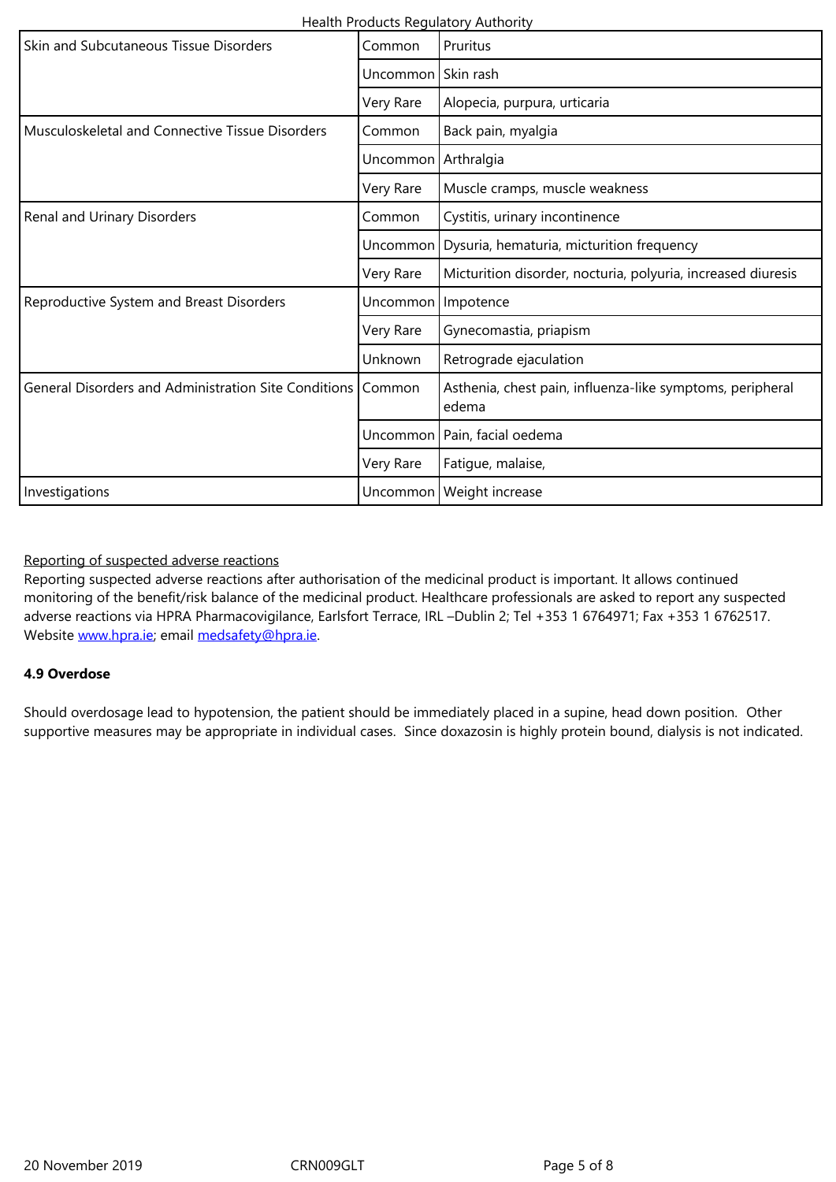| | | |
|---|---|---|
| Skin and Subcutaneous Tissue Disorders | Common | Pruritus |
| | Uncommon | Skin rash |
| | Very Rare | Alopecia, purpura, urticaria |
| Musculoskeletal and Connective Tissue Disorders | Common | Back pain, myalgia |
| | Uncommon | Arthralgia |
| | Very Rare | Muscle cramps, muscle weakness |
| Renal and Urinary Disorders | Common | Cystitis, urinary incontinence |
| | Uncommon | Dysuria, hematuria, micturition frequency |
| | Very Rare | Micturition disorder, nocturia, polyuria, increased diuresis |
| Reproductive System and Breast Disorders | Uncommon | Impotence |
| | Very Rare | Gynecomastia, priapism |
| | Unknown | Retrograde ejaculation |
| General Disorders and Administration Site Conditions | Common | Asthenia, chest pain, influenza-like symptoms, peripheral edema |
| | Uncommon | Pain, facial oedema |
| | Very Rare | Fatigue, malaise, |
| Investigations | Uncommon | Weight increase |

Reporting of suspected adverse reactions

Reporting suspected adverse reactions after authorisation of the medicinal product is important. It allows continued monitoring of the benefit/risk balance of the medicinal product. Healthcare professionals are asked to report any suspected adverse reactions via HPRA Pharmacovigilance, Earlsfort Terrace, IRL –Dublin 2; Tel +353 1 6764971; Fax +353 1 6762517. Website www.hpra.ie; email medsafety@hpra.ie.

**4.9 Overdose**

Should overdosage lead to hypotension, the patient should be immediately placed in a supine, head down position. Other supportive measures may be appropriate in individual cases. Since doxazosin is highly protein bound, dialysis is not indicated.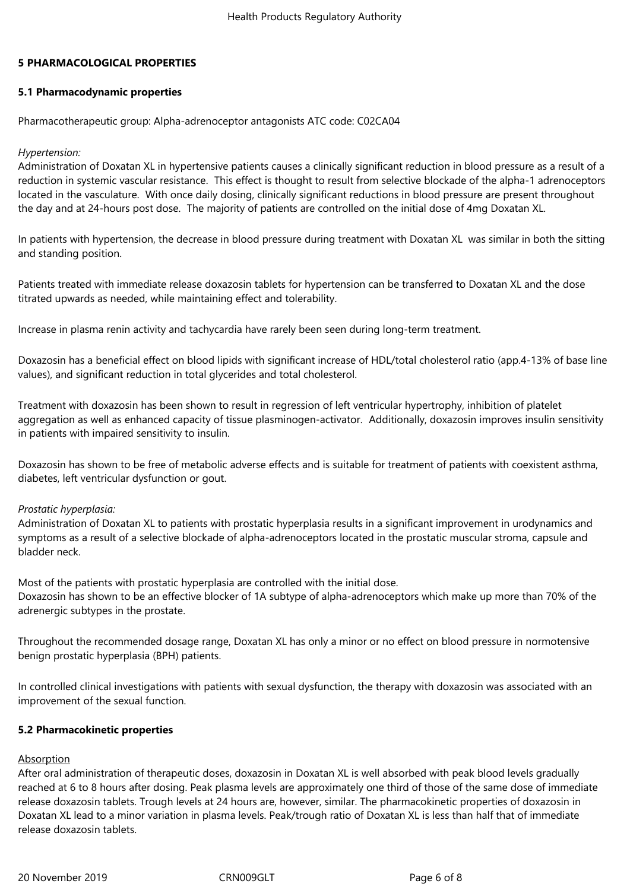## 5 PHARMACOLOGICAL PROPERTIES

### 5.1 Pharmacodynamic properties

Pharmacotherapeutic group: Alpha-adrenoceptor antagonists ATC code: C02CA04

*Hypertension:*

Administration of Doxatan XL in hypertensive patients causes a clinically significant reduction in blood pressure as a result of a reduction in systemic vascular resistance. This effect is thought to result from selective blockade of the alpha-1 adrenoceptors located in the vasculature. With once daily dosing, clinically significant reductions in blood pressure are present throughout the day and at 24-hours post dose. The majority of patients are controlled on the initial dose of 4mg Doxatan XL.

In patients with hypertension, the decrease in blood pressure during treatment with Doxatan XL was similar in both the sitting and standing position.

Patients treated with immediate release doxazosin tablets for hypertension can be transferred to Doxatan XL and the dose titrated upwards as needed, while maintaining effect and tolerability.

Increase in plasma renin activity and tachycardia have rarely been seen during long-term treatment.

Doxazosin has a beneficial effect on blood lipids with significant increase of HDL/total cholesterol ratio (app.4-13% of base line values), and significant reduction in total glycerides and total cholesterol.

Treatment with doxazosin has been shown to result in regression of left ventricular hypertrophy, inhibition of platelet aggregation as well as enhanced capacity of tissue plasminogen-activator. Additionally, doxazosin improves insulin sensitivity in patients with impaired sensitivity to insulin.

Doxazosin has shown to be free of metabolic adverse effects and is suitable for treatment of patients with coexistent asthma, diabetes, left ventricular dysfunction or gout.

*Prostatic hyperplasia:*

Administration of Doxatan XL to patients with prostatic hyperplasia results in a significant improvement in urodynamics and symptoms as a result of a selective blockade of alpha-adrenoceptors located in the prostatic muscular stroma, capsule and bladder neck.

Most of the patients with prostatic hyperplasia are controlled with the initial dose.
Doxazosin has shown to be an effective blocker of 1A subtype of alpha-adrenoceptors which make up more than 70% of the adrenergic subtypes in the prostate.

Throughout the recommended dosage range, Doxatan XL has only a minor or no effect on blood pressure in normotensive benign prostatic hyperplasia (BPH) patients.

In controlled clinical investigations with patients with sexual dysfunction, the therapy with doxazosin was associated with an improvement of the sexual function.

### 5.2 Pharmacokinetic properties

Absorption

After oral administration of therapeutic doses, doxazosin in Doxatan XL is well absorbed with peak blood levels gradually reached at 6 to 8 hours after dosing. Peak plasma levels are approximately one third of those of the same dose of immediate release doxazosin tablets. Trough levels at 24 hours are, however, similar. The pharmacokinetic properties of doxazosin in Doxatan XL lead to a minor variation in plasma levels. Peak/trough ratio of Doxatan XL is less than half that of immediate release doxazosin tablets.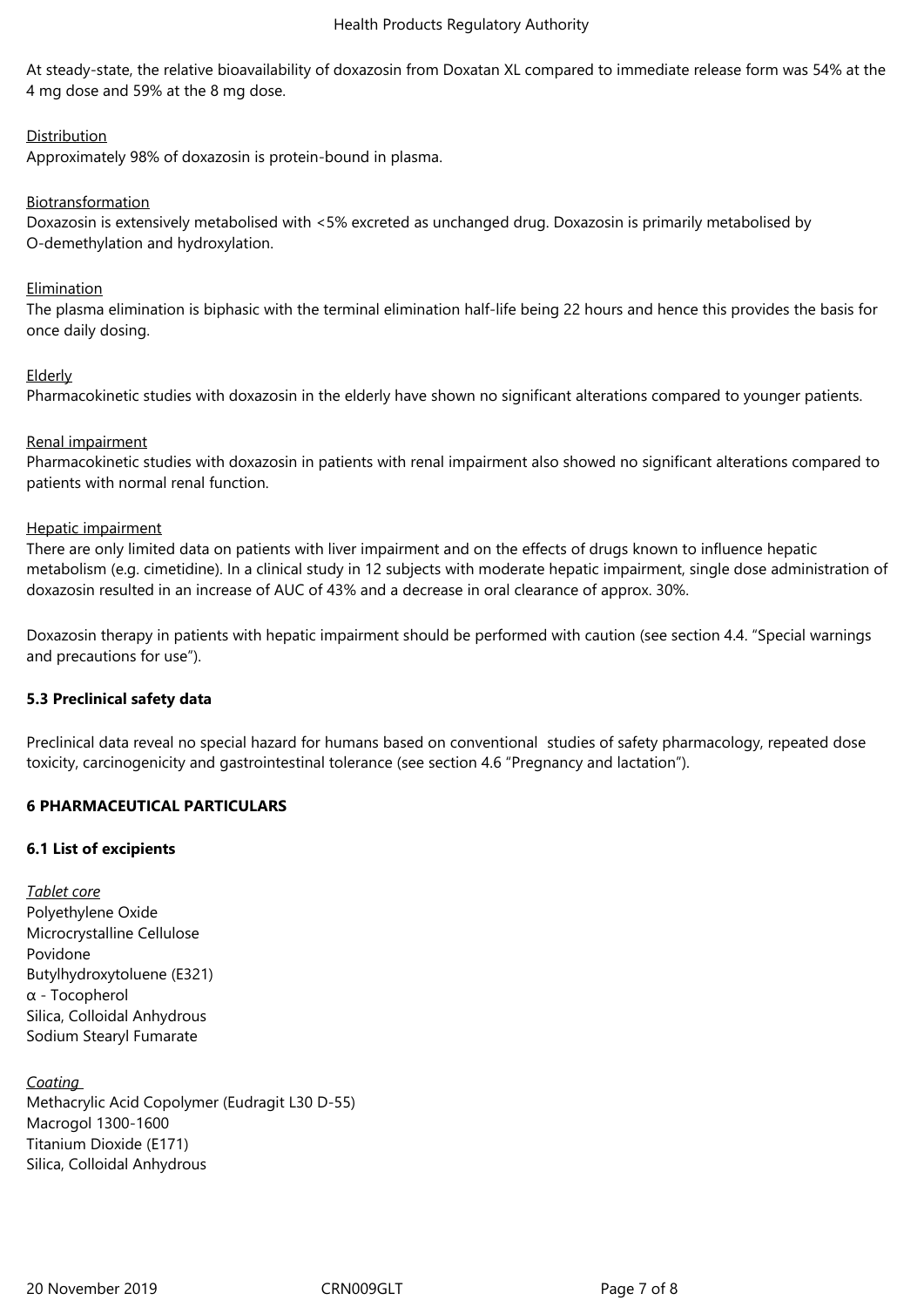At steady-state, the relative bioavailability of doxazosin from Doxatan XL compared to immediate release form was 54% at the 4 mg dose and 59% at the 8 mg dose.

Distribution

Approximately 98% of doxazosin is protein-bound in plasma.

Biotransformation

Doxazosin is extensively metabolised with <5% excreted as unchanged drug. Doxazosin is primarily metabolised by O-demethylation and hydroxylation.

Elimination

The plasma elimination is biphasic with the terminal elimination half-life being 22 hours and hence this provides the basis for once daily dosing.

Elderly

Pharmacokinetic studies with doxazosin in the elderly have shown no significant alterations compared to younger patients.

Renal impairment

Pharmacokinetic studies with doxazosin in patients with renal impairment also showed no significant alterations compared to patients with normal renal function.

Hepatic impairment

There are only limited data on patients with liver impairment and on the effects of drugs known to influence hepatic metabolism (e.g. cimetidine). In a clinical study in 12 subjects with moderate hepatic impairment, single dose administration of doxazosin resulted in an increase of AUC of 43% and a decrease in oral clearance of approx. 30%.

Doxazosin therapy in patients with hepatic impairment should be performed with caution (see section 4.4. "Special warnings and precautions for use").

**5.3 Preclinical safety data**

Preclinical data reveal no special hazard for humans based on conventional studies of safety pharmacology, repeated dose toxicity, carcinogenicity and gastrointestinal tolerance (see section 4.6 "Pregnancy and lactation").

**6 PHARMACEUTICAL PARTICULARS**

**6.1 List of excipients**

*Tablet core*

Polyethylene Oxide
Microcrystalline Cellulose
Povidone
Butylhydroxytoluene (E321)
α - Tocopherol
Silica, Colloidal Anhydrous
Sodium Stearyl Fumarate

*Coating*

Methacrylic Acid Copolymer (Eudragit L30 D-55)
Macrogol 1300-1600
Titanium Dioxide (E171)
Silica, Colloidal Anhydrous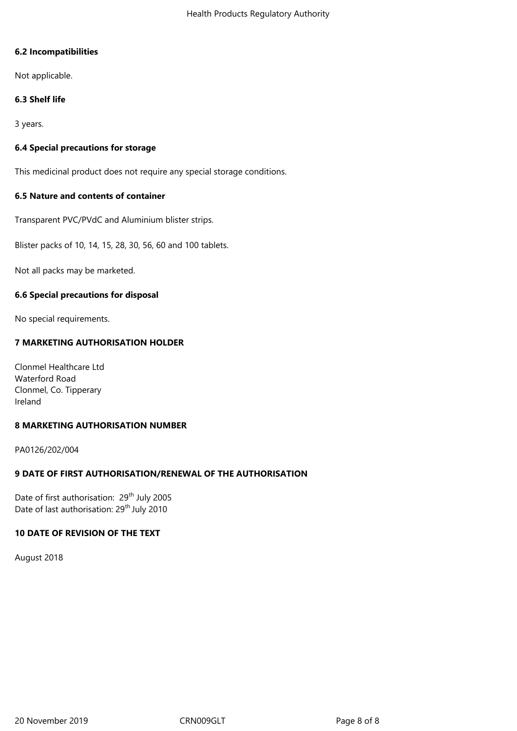### 6.2 Incompatibilities

Not applicable.

### 6.3 Shelf life

3 years.

### 6.4 Special precautions for storage

This medicinal product does not require any special storage conditions.

### 6.5 Nature and contents of container

Transparent PVC/PVdC and Aluminium blister strips.

Blister packs of 10, 14, 15, 28, 30, 56, 60 and 100 tablets.

Not all packs may be marketed.

### 6.6 Special precautions for disposal

No special requirements.

## 7 MARKETING AUTHORISATION HOLDER

Clonmel Healthcare Ltd
Waterford Road
Clonmel, Co. Tipperary
Ireland

## 8 MARKETING AUTHORISATION NUMBER

PA0126/202/004

## 9 DATE OF FIRST AUTHORISATION/RENEWAL OF THE AUTHORISATION

Date of first authorisation: 29th July 2005
Date of last authorisation: 29th July 2010

## 10 DATE OF REVISION OF THE TEXT

August 2018